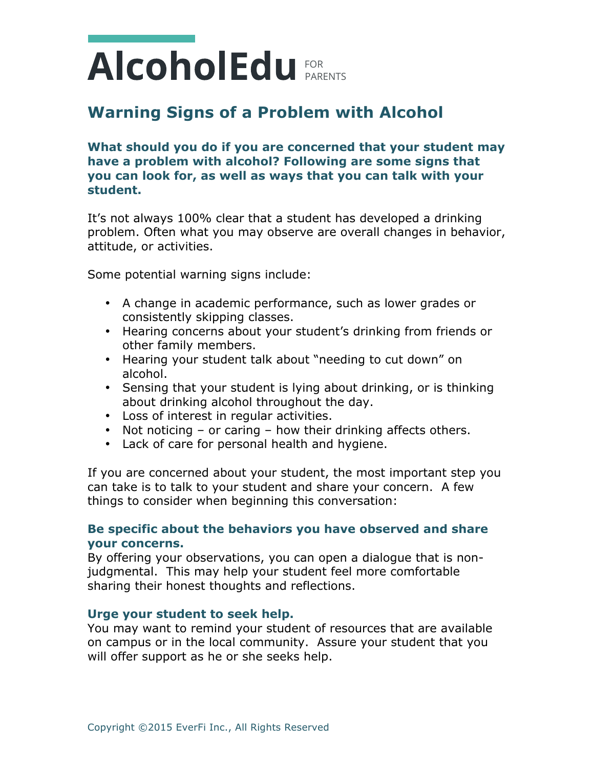# AlcoholEdu FOR PARENTS

## Warning Signs of a Problem with Alcohol

**What should you do if you are concerned that your student may have a problem with alcohol? Following are some signs that you can look for, as well as ways that you can talk with your student.**

It's not always 100% clear that a student has developed a drinking problem. Often what you may observe are overall changes in behavior, attitude, or activities.

Some potential warning signs include:

- A change in academic performance, such as lower grades or consistently skipping classes.
- Hearing concerns about your student's drinking from friends or other family members.
- Hearing your student talk about "needing to cut down" on alcohol.
- Sensing that your student is lying about drinking, or is thinking about drinking alcohol throughout the day.
- Loss of interest in regular activities.
- Not noticing – or caring – how their drinking affects others.
- Lack of care for personal health and hygiene.

If you are concerned about your student, the most important step you can take is to talk to your student and share your concern. A few things to consider when beginning this conversation:

### Be specific about the behaviors you have observed and share your concerns.

By offering your observations, you can open a dialogue that is non-judgmental. This may help your student feel more comfortable sharing their honest thoughts and reflections.

### Urge your student to seek help.

You may want to remind your student of resources that are available on campus or in the local community. Assure your student that you will offer support as he or she seeks help.

Copyright ©2015 EverFi Inc., All Rights Reserved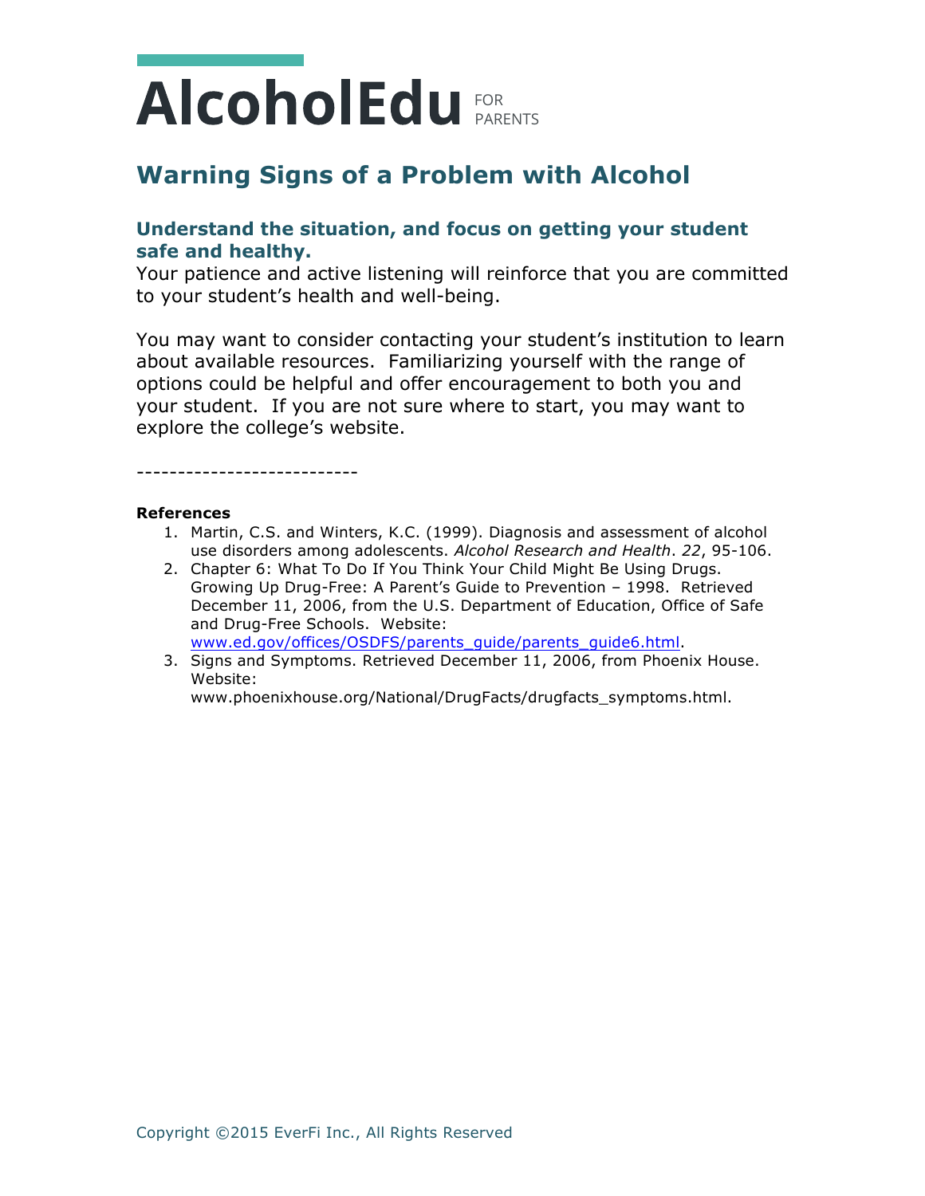# AlcoholEdu FOR PARENTS

## Warning Signs of a Problem with Alcohol

### Understand the situation, and focus on getting your student safe and healthy.

Your patience and active listening will reinforce that you are committed to your student's health and well-being.

You may want to consider contacting your student's institution to learn about available resources. Familiarizing yourself with the range of options could be helpful and offer encouragement to both you and your student. If you are not sure where to start, you may want to explore the college's website.

---------------------------

**References**

1. Martin, C.S. and Winters, K.C. (1999). Diagnosis and assessment of alcohol use disorders among adolescents. *Alcohol Research and Health*. *22*, 95-106.
2. Chapter 6: What To Do If You Think Your Child Might Be Using Drugs. Growing Up Drug-Free: A Parent's Guide to Prevention – 1998. Retrieved December 11, 2006, from the U.S. Department of Education, Office of Safe and Drug-Free Schools. Website: www.ed.gov/offices/OSDFS/parents_guide/parents_guide6.html.
3. Signs and Symptoms. Retrieved December 11, 2006, from Phoenix House. Website: www.phoenixhouse.org/National/DrugFacts/drugfacts_symptoms.html.

Copyright ©2015 EverFi Inc., All Rights Reserved